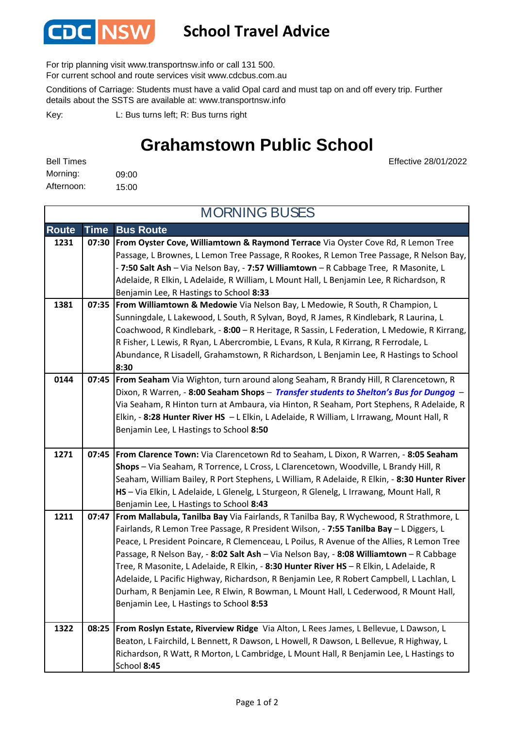CDC NSW **School Travel Advice**

For trip planning visit www.transportnsw.info or call 131 500.
For current school and route services visit www.cdcbus.com.au

Conditions of Carriage: Students must have a valid Opal card and must tap on and off every trip. Further details about the SSTS are available at: www.transportnsw.info

Key: L: Bus turns left; R: Bus turns right

# Grahamstown Public School

Effective 28/01/2022

Bell Times
Morning: 09:00
Afternoon: 15:00

## MORNING BUSES

| Route | Time | Bus Route |
|---|---|---|
| 1231 | 07:30 | **From Oyster Cove, Williamtown & Raymond Terrace** Via Oyster Cove Rd, R Lemon Tree Passage, L Brownes, L Lemon Tree Passage, R Rookes, R Lemon Tree Passage, R Nelson Bay, - **7:50 Salt Ash** – Via Nelson Bay, - **7:57 Williamtown** – R Cabbage Tree, R Masonite, L Adelaide, R Elkin, L Adelaide, R William, L Mount Hall, L Benjamin Lee, R Richardson, R Benjamin Lee, R Hastings to School **8:33** |
| 1381 | 07:35 | **From Williamtown & Medowie** Via Nelson Bay, L Medowie, R South, R Champion, L Sunningdale, L Lakewood, L South, R Sylvan, Boyd, R James, R Kindlebark, R Laurina, L Coachwood, R Kindlebark, - **8:00** – R Heritage, R Sassin, L Federation, L Medowie, R Kirrang, R Fisher, L Lewis, R Ryan, L Abercrombie, L Evans, R Kula, R Kirrang, R Ferrodale, L Abundance, R Lisadell, Grahamstown, R Richardson, L Benjamin Lee, R Hastings to School **8:30** |
| 0144 | 07:45 | **From Seaham** Via Wighton, turn around along Seaham, R Brandy Hill, R Clarencetown, R Dixon, R Warren, - **8:00 Seaham Shops** – ***Transfer students to Shelton's Bus for Dungog*** – Via Seaham, R Hinton turn at Ambaura, via Hinton, R Seaham, Port Stephens, R Adelaide, R Elkin, - **8:28 Hunter River HS** – L Elkin, L Adelaide, R William, L Irrawang, Mount Hall, R Benjamin Lee, L Hastings to School **8:50** |
| 1271 | 07:45 | **From Clarence Town:** Via Clarencetown Rd to Seaham, L Dixon, R Warren, - **8:05 Seaham Shops** – Via Seaham, R Torrence, L Cross, L Clarencetown, Woodville, L Brandy Hill, R Seaham, William Bailey, R Port Stephens, L William, R Adelaide, R Elkin, - **8:30 Hunter River HS** – Via Elkin, L Adelaide, L Glenelg, L Sturgeon, R Glenelg, L Irrawang, Mount Hall, R Benjamin Lee, L Hastings to School **8:43** |
| 1211 | 07:47 | **From Mallabula, Tanilba Bay** Via Fairlands, R Tanilba Bay, R Wychewood, R Strathmore, L Fairlands, R Lemon Tree Passage, R President Wilson, - **7:55 Tanilba Bay** – L Diggers, L Peace, L President Poincare, R Clemenceau, L Poilus, R Avenue of the Allies, R Lemon Tree Passage, R Nelson Bay, - **8:02 Salt Ash** – Via Nelson Bay, - **8:08 Williamtown** – R Cabbage Tree, R Masonite, L Adelaide, R Elkin, - **8:30 Hunter River HS** – R Elkin, L Adelaide, R Adelaide, L Pacific Highway, Richardson, R Benjamin Lee, R Robert Campbell, L Lachlan, L Durham, R Benjamin Lee, R Elwin, R Bowman, L Mount Hall, L Cederwood, R Mount Hall, Benjamin Lee, L Hastings to School **8:53** |
| 1322 | 08:25 | **From Roslyn Estate, Riverview Ridge** Via Alton, L Rees James, L Bellevue, L Dawson, L Beaton, L Fairchild, L Bennett, R Dawson, L Howell, R Dawson, L Bellevue, R Highway, L Richardson, R Watt, R Morton, L Cambridge, L Mount Hall, R Benjamin Lee, L Hastings to School **8:45** |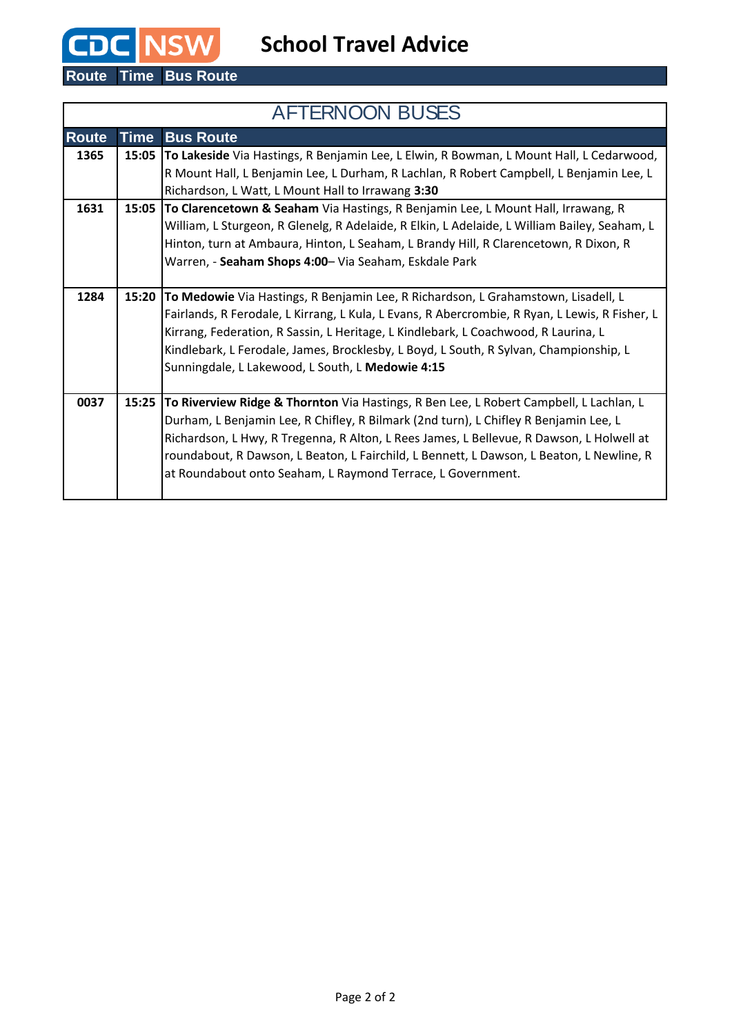# School Travel Advice

| Route | Time | Bus Route |
|---|---|---|

## AFTERNOON BUSES

| Route | Time | Bus Route |
|---|---|---|
| **1365** | **15:05** | **To Lakeside** Via Hastings, R Benjamin Lee, L Elwin, R Bowman, L Mount Hall, L Cedarwood, R Mount Hall, L Benjamin Lee, L Durham, R Lachlan, R Robert Campbell, L Benjamin Lee, L Richardson, L Watt, L Mount Hall to Irrawang **3:30** |
| **1631** | **15:05** | **To Clarencetown & Seaham** Via Hastings, R Benjamin Lee, L Mount Hall, Irrawang, R William, L Sturgeon, R Glenelg, R Adelaide, R Elkin, L Adelaide, L William Bailey, Seaham, L Hinton, turn at Ambaura, Hinton, L Seaham, L Brandy Hill, R Clarencetown, R Dixon, R Warren, - **Seaham Shops 4:00**– Via Seaham, Eskdale Park |
| **1284** | **15:20** | **To Medowie** Via Hastings, R Benjamin Lee, R Richardson, L Grahamstown, Lisadell, L Fairlands, R Ferodale, L Kirrang, L Kula, L Evans, R Abercrombie, R Ryan, L Lewis, R Fisher, L Kirrang, Federation, R Sassin, L Heritage, L Kindlebark, L Coachwood, R Laurina, L Kindlebark, L Ferodale, James, Brocklesby, L Boyd, L South, R Sylvan, Championship, L Sunningdale, L Lakewood, L South, L **Medowie 4:15** |
| **0037** | **15:25** | **To Riverview Ridge & Thornton** Via Hastings, R Ben Lee, L Robert Campbell, L Lachlan, L Durham, L Benjamin Lee, R Chifley, R Bilmark (2nd turn), L Chifley R Benjamin Lee, L Richardson, L Hwy, R Tregenna, R Alton, L Rees James, L Bellevue, R Dawson, L Holwell at roundabout, R Dawson, L Beaton, L Fairchild, L Bennett, L Dawson, L Beaton, L Newline, R at Roundabout onto Seaham, L Raymond Terrace, L Government. |